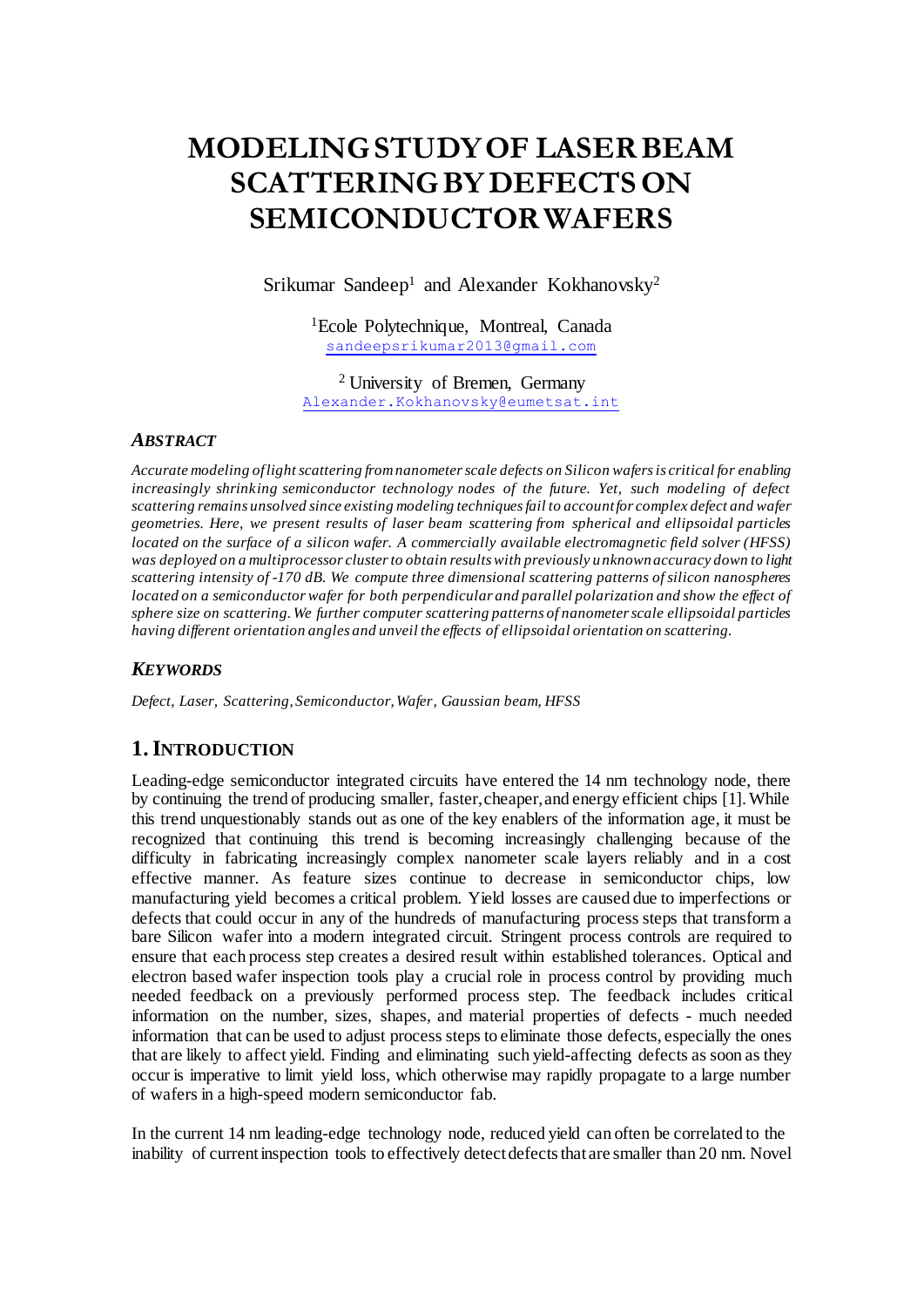# MODELING STUDY OF LASER BEAM SCATTERING BY DEFECTS ON SEMICONDUCTOR WAFERS

Srikumar Sandeep[1] and Alexander Kokhanovsky[2]

[1]Ecole Polytechnique, Montreal, Canada
sandeepsrikumar2013@gmail.com

[2] University of Bremen, Germany
Alexander.Kokhanovsky@eumetsat.int

### *ABSTRACT*

*Accurate modeling of light scattering from nanometer scale defects on Silicon wafers is critical for enabling increasingly shrinking semiconductor technology nodes of the future. Yet, such modeling of defect scattering remains unsolved since existing modeling techniques fail to account for complex defect and wafer geometries. Here, we present results of laser beam scattering from spherical and ellipsoidal particles located on the surface of a silicon wafer. A commercially available electromagnetic field solver (HFSS) was deployed on a multiprocessor cluster to obtain results with previously unknown accuracy down to light scattering intensity of -170 dB. We compute three dimensional scattering patterns of silicon nanospheres located on a semiconductor wafer for both perpendicular and parallel polarization and show the effect of sphere size on scattering. We further computer scattering patterns of nanometer scale ellipsoidal particles having different orientation angles and unveil the effects of ellipsoidal orientation on scattering.*

### *KEYWORDS*

*Defect, Laser, Scattering, Semiconductor, Wafer, Gaussian beam, HFSS*

## 1. INTRODUCTION

Leading-edge semiconductor integrated circuits have entered the 14 nm technology node, there by continuing the trend of producing smaller, faster, cheaper, and energy efficient chips [1]. While this trend unquestionably stands out as one of the key enablers of the information age, it must be recognized that continuing this trend is becoming increasingly challenging because of the difficulty in fabricating increasingly complex nanometer scale layers reliably and in a cost effective manner. As feature sizes continue to decrease in semiconductor chips, low manufacturing yield becomes a critical problem. Yield losses are caused due to imperfections or defects that could occur in any of the hundreds of manufacturing process steps that transform a bare Silicon wafer into a modern integrated circuit. Stringent process controls are required to ensure that each process step creates a desired result within established tolerances. Optical and electron based wafer inspection tools play a crucial role in process control by providing much needed feedback on a previously performed process step. The feedback includes critical information on the number, sizes, shapes, and material properties of defects - much needed information that can be used to adjust process steps to eliminate those defects, especially the ones that are likely to affect yield. Finding and eliminating such yield-affecting defects as soon as they occur is imperative to limit yield loss, which otherwise may rapidly propagate to a large number of wafers in a high-speed modern semiconductor fab.

In the current 14 nm leading-edge technology node, reduced yield can often be correlated to the inability of current inspection tools to effectively detect defects that are smaller than 20 nm. Novel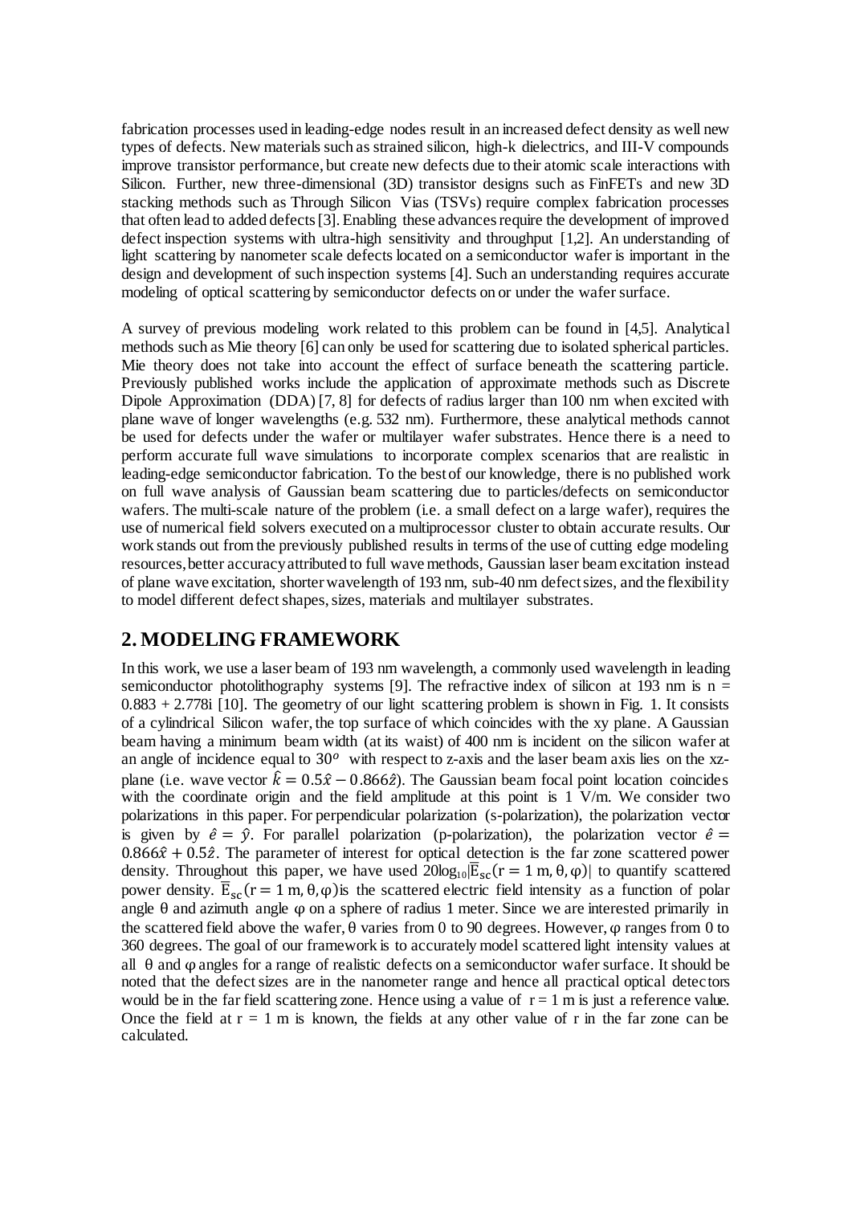fabrication processes used in leading-edge nodes result in an increased defect density as well new types of defects. New materials such as strained silicon, high-k dielectrics, and III-V compounds improve transistor performance, but create new defects due to their atomic scale interactions with Silicon. Further, new three-dimensional (3D) transistor designs such as FinFETs and new 3D stacking methods such as Through Silicon Vias (TSVs) require complex fabrication processes that often lead to added defects [3]. Enabling these advances require the development of improved defect inspection systems with ultra-high sensitivity and throughput [1,2]. An understanding of light scattering by nanometer scale defects located on a semiconductor wafer is important in the design and development of such inspection systems [4]. Such an understanding requires accurate modeling of optical scattering by semiconductor defects on or under the wafer surface.

A survey of previous modeling work related to this problem can be found in [4,5]. Analytical methods such as Mie theory [6] can only be used for scattering due to isolated spherical particles. Mie theory does not take into account the effect of surface beneath the scattering particle. Previously published works include the application of approximate methods such as Discrete Dipole Approximation (DDA) [7, 8] for defects of radius larger than 100 nm when excited with plane wave of longer wavelengths (e.g. 532 nm). Furthermore, these analytical methods cannot be used for defects under the wafer or multilayer wafer substrates. Hence there is a need to perform accurate full wave simulations to incorporate complex scenarios that are realistic in leading-edge semiconductor fabrication. To the best of our knowledge, there is no published work on full wave analysis of Gaussian beam scattering due to particles/defects on semiconductor wafers. The multi-scale nature of the problem (i.e. a small defect on a large wafer), requires the use of numerical field solvers executed on a multiprocessor cluster to obtain accurate results. Our work stands out from the previously published results in terms of the use of cutting edge modeling resources, better accuracy attributed to full wave methods, Gaussian laser beam excitation instead of plane wave excitation, shorter wavelength of 193 nm, sub-40 nm defect sizes, and the flexibility to model different defect shapes, sizes, materials and multilayer substrates.

## 2. MODELING FRAMEWORK

In this work, we use a laser beam of 193 nm wavelength, a commonly used wavelength in leading semiconductor photolithography systems [9]. The refractive index of silicon at 193 nm is n = 0.883 + 2.778i [10]. The geometry of our light scattering problem is shown in Fig. 1. It consists of a cylindrical Silicon wafer, the top surface of which coincides with the xy plane. A Gaussian beam having a minimum beam width (at its waist) of 400 nm is incident on the silicon wafer at an angle of incidence equal to $30^o$ with respect to z-axis and the laser beam axis lies on the xz-plane (i.e. wave vector $\hat{k} = 0.5\hat{x} - 0.866\hat{z}$). The Gaussian beam focal point location coincides with the coordinate origin and the field amplitude at this point is 1 V/m. We consider two polarizations in this paper. For perpendicular polarization (s-polarization), the polarization vector is given by $\hat{e} = \hat{y}$. For parallel polarization (p-polarization), the polarization vector $\hat{e} = 0.866\hat{x} + 0.5\hat{z}$. The parameter of interest for optical detection is the far zone scattered power density. Throughout this paper, we have used $20\log_{10}|\overline{E}_{sc}(r = 1\text{ m}, \theta, \varphi)|$ to quantify scattered power density. $\overline{E}_{sc}(r = 1\text{ m}, \theta, \varphi)$ is the scattered electric field intensity as a function of polar angle θ and azimuth angle φ on a sphere of radius 1 meter. Since we are interested primarily in the scattered field above the wafer, θ varies from 0 to 90 degrees. However, φ ranges from 0 to 360 degrees. The goal of our framework is to accurately model scattered light intensity values at all θ and φ angles for a range of realistic defects on a semiconductor wafer surface. It should be noted that the defect sizes are in the nanometer range and hence all practical optical detectors would be in the far field scattering zone. Hence using a value of r = 1 m is just a reference value. Once the field at r = 1 m is known, the fields at any other value of r in the far zone can be calculated.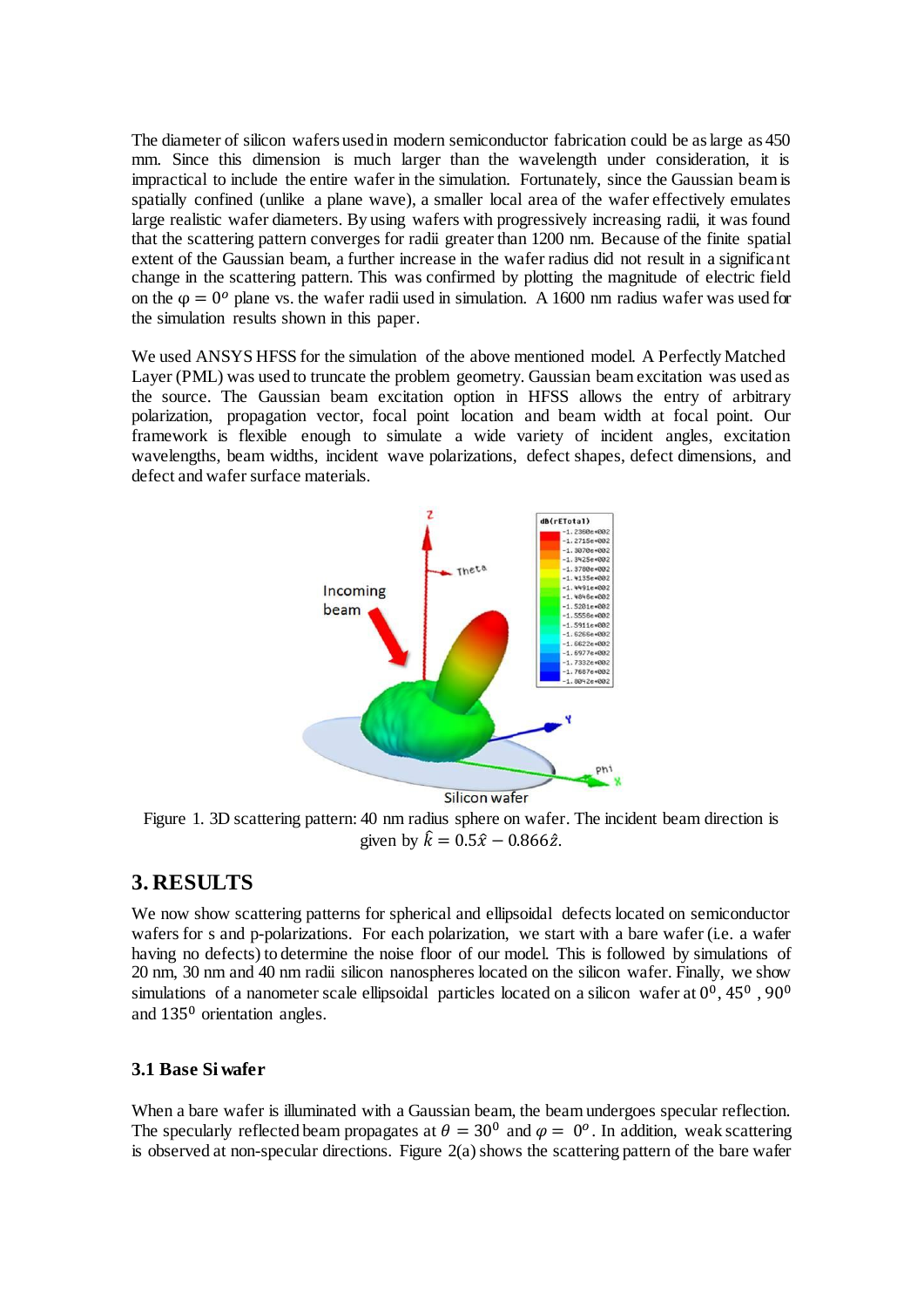The diameter of silicon wafers used in modern semiconductor fabrication could be as large as 450 mm. Since this dimension is much larger than the wavelength under consideration, it is impractical to include the entire wafer in the simulation. Fortunately, since the Gaussian beam is spatially confined (unlike a plane wave), a smaller local area of the wafer effectively emulates large realistic wafer diameters. By using wafers with progressively increasing radii, it was found that the scattering pattern converges for radii greater than 1200 nm. Because of the finite spatial extent of the Gaussian beam, a further increase in the wafer radius did not result in a significant change in the scattering pattern. This was confirmed by plotting the magnitude of electric field on the $\varphi = 0^o$ plane vs. the wafer radii used in simulation. A 1600 nm radius wafer was used for the simulation results shown in this paper.

We used ANSYS HFSS for the simulation of the above mentioned model. A Perfectly Matched Layer (PML) was used to truncate the problem geometry. Gaussian beam excitation was used as the source. The Gaussian beam excitation option in HFSS allows the entry of arbitrary polarization, propagation vector, focal point location and beam width at focal point. Our framework is flexible enough to simulate a wide variety of incident angles, excitation wavelengths, beam widths, incident wave polarizations, defect shapes, defect dimensions, and defect and wafer surface materials.

Figure 1. 3D scattering pattern: 40 nm radius sphere on wafer. The incident beam direction is given by $\hat{k} = 0.5\hat{x} - 0.866\hat{z}$.

## 3. RESULTS

We now show scattering patterns for spherical and ellipsoidal defects located on semiconductor wafers for s and p-polarizations. For each polarization, we start with a bare wafer (i.e. a wafer having no defects) to determine the noise floor of our model. This is followed by simulations of 20 nm, 30 nm and 40 nm radii silicon nanospheres located on the silicon wafer. Finally, we show simulations of a nanometer scale ellipsoidal particles located on a silicon wafer at $0^0$, $45^0$, $90^0$ and $135^0$ orientation angles.

### 3.1 Base Si wafer

When a bare wafer is illuminated with a Gaussian beam, the beam undergoes specular reflection. The specularly reflected beam propagates at $\theta = 30^0$ and $\varphi = 0^o$. In addition, weak scattering is observed at non-specular directions. Figure 2(a) shows the scattering pattern of the bare wafer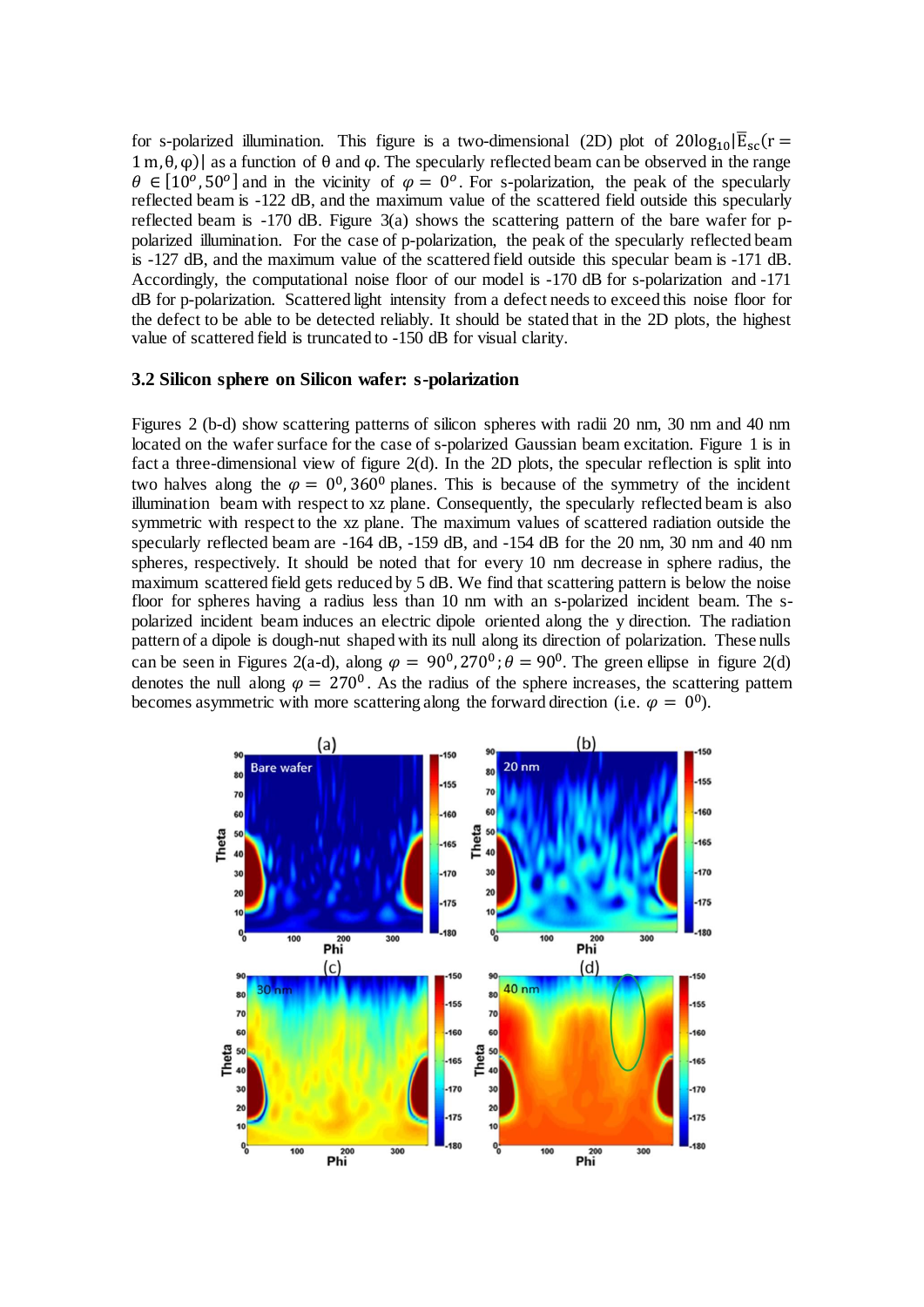for s-polarized illumination. This figure is a two-dimensional (2D) plot of $20\log_{10}|\bar{E}_{sc}(r = 1\,\mathrm{m}, \theta, \varphi)|$ as a function of θ and φ. The specularly reflected beam can be observed in the range $\theta \in [10^o, 50^o]$ and in the vicinity of $\varphi = 0^o$. For s-polarization, the peak of the specularly reflected beam is -122 dB, and the maximum value of the scattered field outside this specularly reflected beam is -170 dB. Figure 3(a) shows the scattering pattern of the bare wafer for p-polarized illumination. For the case of p-polarization, the peak of the specularly reflected beam is -127 dB, and the maximum value of the scattered field outside this specular beam is -171 dB. Accordingly, the computational noise floor of our model is -170 dB for s-polarization and -171 dB for p-polarization. Scattered light intensity from a defect needs to exceed this noise floor for the defect to be able to be detected reliably. It should be stated that in the 2D plots, the highest value of scattered field is truncated to -150 dB for visual clarity.

### 3.2 Silicon sphere on Silicon wafer: s-polarization

Figures 2 (b-d) show scattering patterns of silicon spheres with radii 20 nm, 30 nm and 40 nm located on the wafer surface for the case of s-polarized Gaussian beam excitation. Figure 1 is in fact a three-dimensional view of figure 2(d). In the 2D plots, the specular reflection is split into two halves along the $\varphi = 0^0, 360^0$ planes. This is because of the symmetry of the incident illumination beam with respect to xz plane. Consequently, the specularly reflected beam is also symmetric with respect to the xz plane. The maximum values of scattered radiation outside the specularly reflected beam are -164 dB, -159 dB, and -154 dB for the 20 nm, 30 nm and 40 nm spheres, respectively. It should be noted that for every 10 nm decrease in sphere radius, the maximum scattered field gets reduced by 5 dB. We find that scattering pattern is below the noise floor for spheres having a radius less than 10 nm with an s-polarized incident beam. The s-polarized incident beam induces an electric dipole oriented along the y direction. The radiation pattern of a dipole is dough-nut shaped with its null along its direction of polarization. These nulls can be seen in Figures 2(a-d), along $\varphi = 90^0, 270^0; \theta = 90^0$. The green ellipse in figure 2(d) denotes the null along $\varphi = 270^0$. As the radius of the sphere increases, the scattering pattern becomes asymmetric with more scattering along the forward direction (i.e. $\varphi = 0^0$).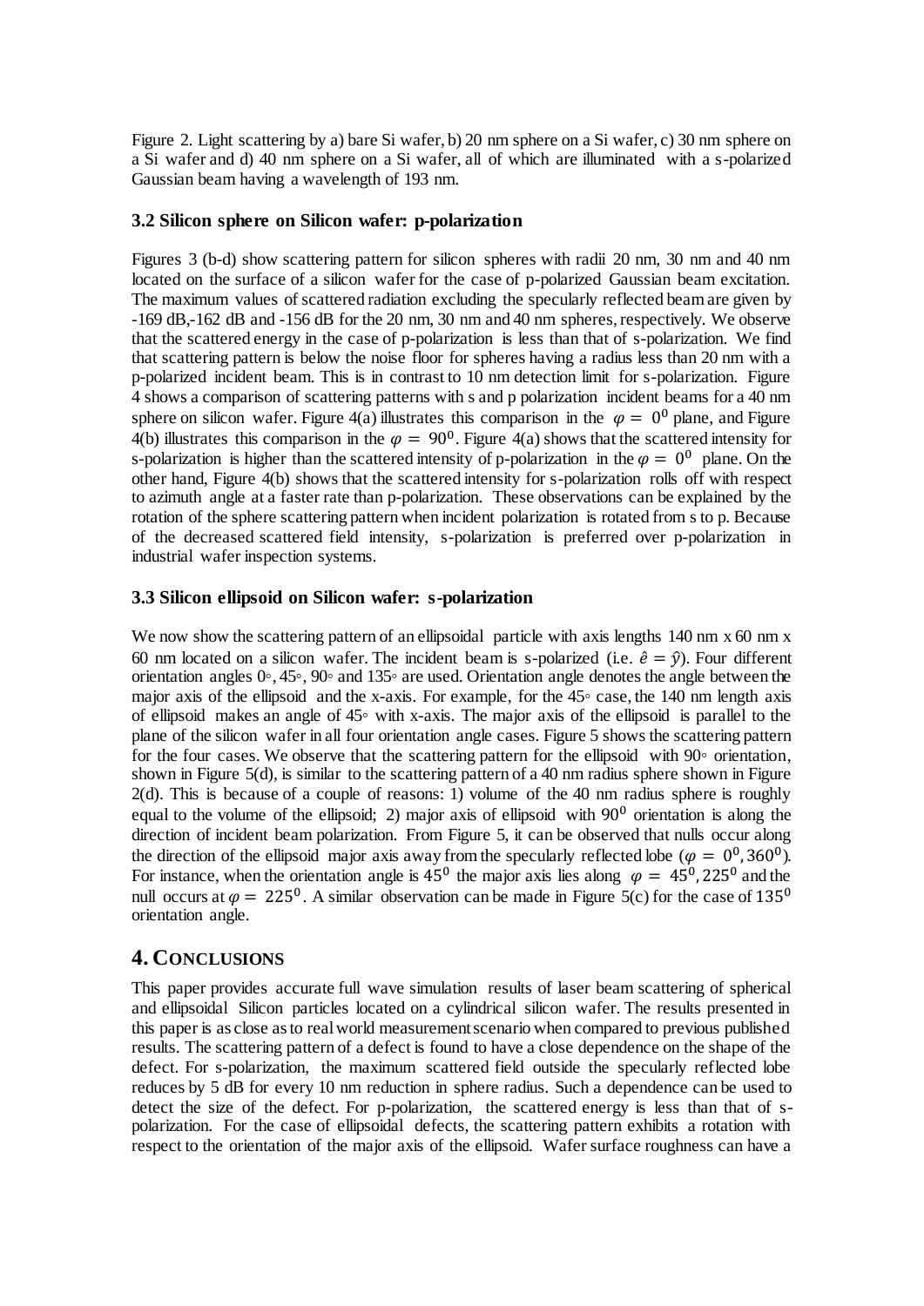Figure 2. Light scattering by a) bare Si wafer, b) 20 nm sphere on a Si wafer, c) 30 nm sphere on a Si wafer and d) 40 nm sphere on a Si wafer, all of which are illuminated with a s-polarized Gaussian beam having a wavelength of 193 nm.

### 3.2 Silicon sphere on Silicon wafer: p-polarization

Figures 3 (b-d) show scattering pattern for silicon spheres with radii 20 nm, 30 nm and 40 nm located on the surface of a silicon wafer for the case of p-polarized Gaussian beam excitation. The maximum values of scattered radiation excluding the specularly reflected beam are given by -169 dB,-162 dB and -156 dB for the 20 nm, 30 nm and 40 nm spheres, respectively. We observe that the scattered energy in the case of p-polarization is less than that of s-polarization. We find that scattering pattern is below the noise floor for spheres having a radius less than 20 nm with a p-polarized incident beam. This is in contrast to 10 nm detection limit for s-polarization. Figure 4 shows a comparison of scattering patterns with s and p polarization incident beams for a 40 nm sphere on silicon wafer. Figure 4(a) illustrates this comparison in the $\varphi = 0^0$ plane, and Figure 4(b) illustrates this comparison in the $\varphi = 90^0$. Figure 4(a) shows that the scattered intensity for s-polarization is higher than the scattered intensity of p-polarization in the $\varphi = 0^0$ plane. On the other hand, Figure 4(b) shows that the scattered intensity for s-polarization rolls off with respect to azimuth angle at a faster rate than p-polarization. These observations can be explained by the rotation of the sphere scattering pattern when incident polarization is rotated from s to p. Because of the decreased scattered field intensity, s-polarization is preferred over p-polarization in industrial wafer inspection systems.

### 3.3 Silicon ellipsoid on Silicon wafer: s-polarization

We now show the scattering pattern of an ellipsoidal particle with axis lengths 140 nm x 60 nm x 60 nm located on a silicon wafer. The incident beam is s-polarized (i.e. $\hat{e} = \hat{y}$). Four different orientation angles 0◦, 45◦, 90◦ and 135◦ are used. Orientation angle denotes the angle between the major axis of the ellipsoid and the x-axis. For example, for the 45◦ case, the 140 nm length axis of ellipsoid makes an angle of 45◦ with x-axis. The major axis of the ellipsoid is parallel to the plane of the silicon wafer in all four orientation angle cases. Figure 5 shows the scattering pattern for the four cases. We observe that the scattering pattern for the ellipsoid with 90◦ orientation, shown in Figure 5(d), is similar to the scattering pattern of a 40 nm radius sphere shown in Figure 2(d). This is because of a couple of reasons: 1) volume of the 40 nm radius sphere is roughly equal to the volume of the ellipsoid; 2) major axis of ellipsoid with $90^0$ orientation is along the direction of incident beam polarization. From Figure 5, it can be observed that nulls occur along the direction of the ellipsoid major axis away from the specularly reflected lobe ($\varphi = 0^0, 360^0$). For instance, when the orientation angle is $45^0$ the major axis lies along $\varphi = 45^0, 225^0$ and the null occurs at $\varphi = 225^0$. A similar observation can be made in Figure 5(c) for the case of $135^0$ orientation angle.

## 4. Conclusions

This paper provides accurate full wave simulation results of laser beam scattering of spherical and ellipsoidal Silicon particles located on a cylindrical silicon wafer. The results presented in this paper is as close as to real world measurement scenario when compared to previous published results. The scattering pattern of a defect is found to have a close dependence on the shape of the defect. For s-polarization, the maximum scattered field outside the specularly reflected lobe reduces by 5 dB for every 10 nm reduction in sphere radius. Such a dependence can be used to detect the size of the defect. For p-polarization, the scattered energy is less than that of s-polarization. For the case of ellipsoidal defects, the scattering pattern exhibits a rotation with respect to the orientation of the major axis of the ellipsoid. Wafer surface roughness can have a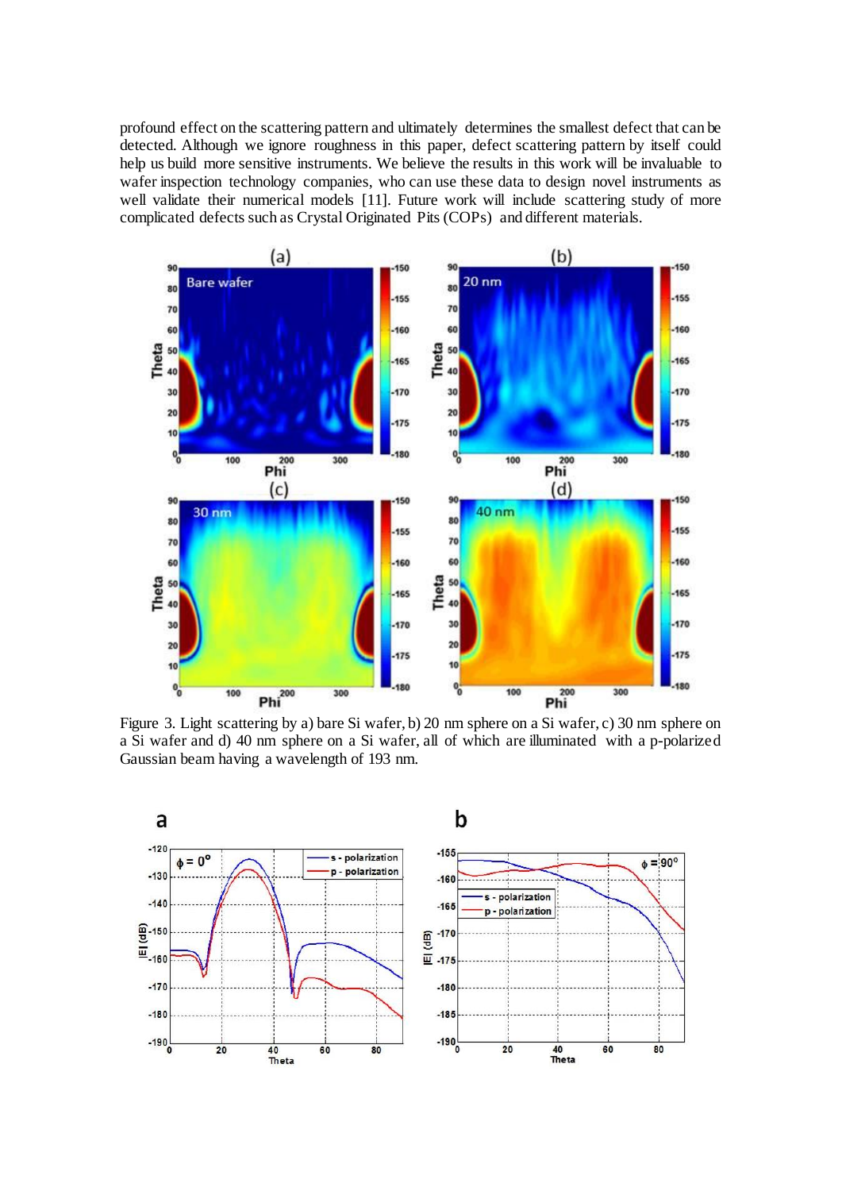profound effect on the scattering pattern and ultimately determines the smallest defect that can be detected. Although we ignore roughness in this paper, defect scattering pattern by itself could help us build more sensitive instruments. We believe the results in this work will be invaluable to wafer inspection technology companies, who can use these data to design novel instruments as well validate their numerical models [11]. Future work will include scattering study of more complicated defects such as Crystal Originated Pits (COPs) and different materials.

Figure 3. Light scattering by a) bare Si wafer, b) 20 nm sphere on a Si wafer, c) 30 nm sphere on a Si wafer and d) 40 nm sphere on a Si wafer, all of which are illuminated with a p-polarized Gaussian beam having a wavelength of 193 nm.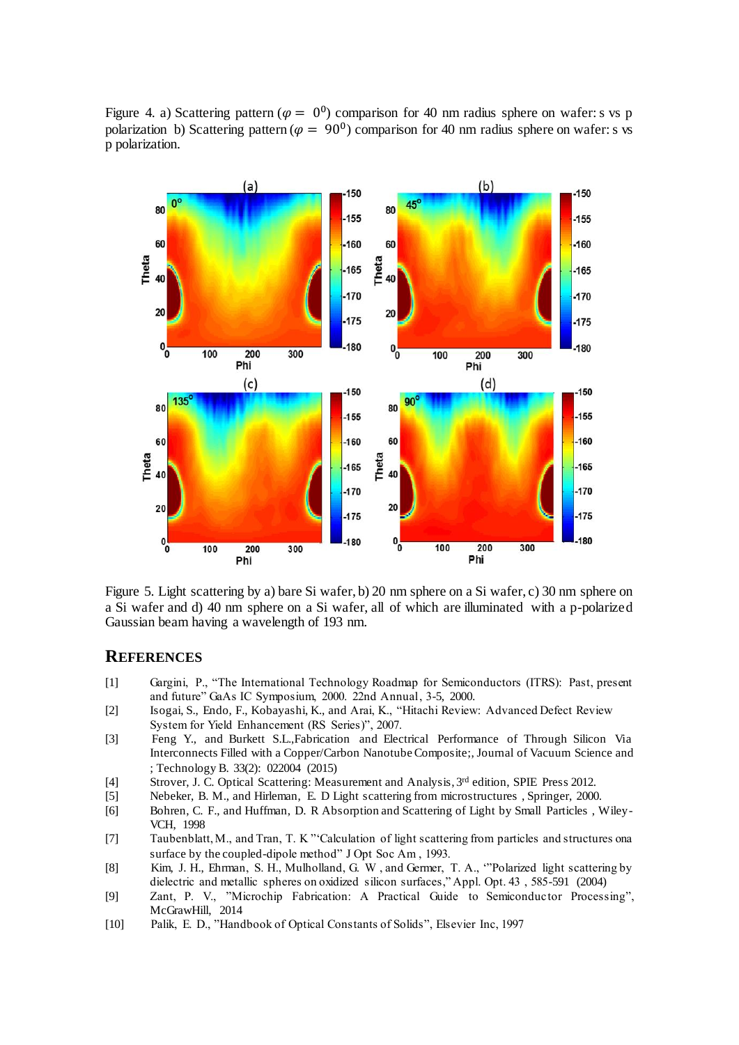Figure 4. a) Scattering pattern ($\varphi = 0^0$) comparison for 40 nm radius sphere on wafer: s vs p polarization b) Scattering pattern ($\varphi = 90^0$) comparison for 40 nm radius sphere on wafer: s vs p polarization.

Figure 5. Light scattering by a) bare Si wafer, b) 20 nm sphere on a Si wafer, c) 30 nm sphere on a Si wafer and d) 40 nm sphere on a Si wafer, all of which are illuminated with a p-polarized Gaussian beam having a wavelength of 193 nm.

## REFERENCES

[1] Gargini, P., "The International Technology Roadmap for Semiconductors (ITRS): Past, present and future" GaAs IC Symposium, 2000. 22nd Annual, 3-5, 2000.

[2] Isogai, S., Endo, F., Kobayashi, K., and Arai, K., "Hitachi Review: Advanced Defect Review System for Yield Enhancement (RS Series)", 2007.

[3] Feng Y., and Burkett S.L.,Fabrication and Electrical Performance of Through Silicon Via Interconnects Filled with a Copper/Carbon Nanotube Composite;, Journal of Vacuum Science and ; Technology B. 33(2): 022004 (2015)

[4] Strover, J. C. Optical Scattering: Measurement and Analysis, 3rd edition, SPIE Press 2012.

[5] Nebeker, B. M., and Hirleman, E. D Light scattering from microstructures , Springer, 2000.

[6] Bohren, C. F., and Huffman, D. R Absorption and Scattering of Light by Small Particles , Wiley-VCH, 1998

[7] Taubenblatt, M., and Tran, T. K "'Calculation of light scattering from particles and structures ona surface by the coupled-dipole method" J Opt Soc Am , 1993.

[8] Kim, J. H., Ehrman, S. H., Mulholland, G. W , and Germer, T. A., '"Polarized light scattering by dielectric and metallic spheres on oxidized silicon surfaces," Appl. Opt. 43 , 585-591 (2004)

[9] Zant, P. V., "Microchip Fabrication: A Practical Guide to Semiconductor Processing", McGrawHill, 2014

[10] Palik, E. D., "Handbook of Optical Constants of Solids", Elsevier Inc, 1997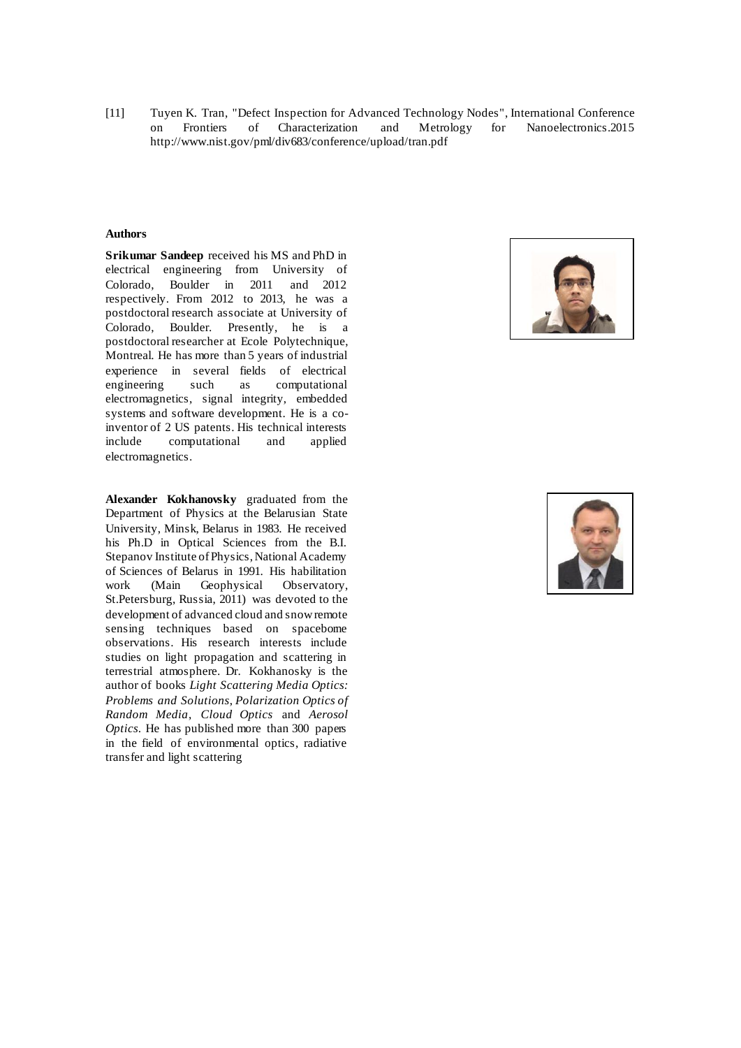[11] Tuyen K. Tran, "Defect Inspection for Advanced Technology Nodes", International Conference on Frontiers of Characterization and Metrology for Nanoelectronics.2015 http://www.nist.gov/pml/div683/conference/upload/tran.pdf

**Authors**

**Srikumar Sandeep** received his MS and PhD in electrical engineering from University of Colorado, Boulder in 2011 and 2012 respectively. From 2012 to 2013, he was a postdoctoral research associate at University of Colorado, Boulder. Presently, he is a postdoctoral researcher at Ecole Polytechnique, Montreal. He has more than 5 years of industrial experience in several fields of electrical engineering such as computational electromagnetics, signal integrity, embedded systems and software development. He is a co-inventor of 2 US patents. His technical interests include computational and applied electromagnetics.

**Alexander Kokhanovsky** graduated from the Department of Physics at the Belarusian State University, Minsk, Belarus in 1983. He received his Ph.D in Optical Sciences from the B.I. Stepanov Institute of Physics, National Academy of Sciences of Belarus in 1991. His habilitation work (Main Geophysical Observatory, St.Petersburg, Russia, 2011) was devoted to the development of advanced cloud and snow remote sensing techniques based on spaceborne observations. His research interests include studies on light propagation and scattering in terrestrial atmosphere. Dr. Kokhanosky is the author of books *Light Scattering Media Optics: Problems and Solutions, Polarization Optics of Random Media*, *Cloud Optics* and *Aerosol Optics*. He has published more than 300 papers in the field of environmental optics, radiative transfer and light scattering